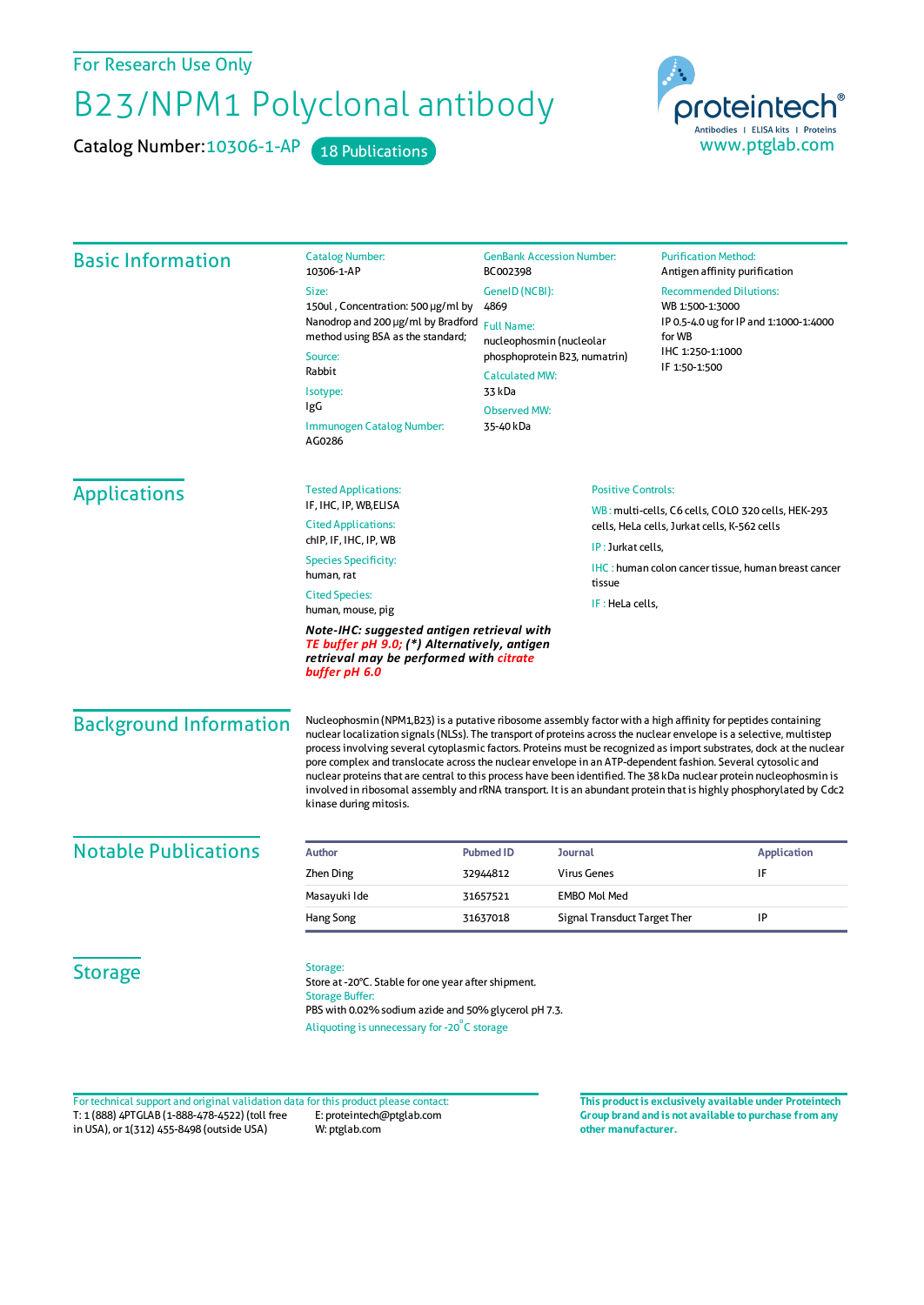For Research Use Only

# B23/NPM1 Polyclonal antibody

**Catalog Number:** 10306-1-AP   18 Publications

proteintech®
Antibodies | ELISA kits | Proteins
www.ptglab.com

## Basic Information

**Catalog Number:**
10306-1-AP

**Size:**
150ul , Concentration: 500 μg/ml by Nanodrop and 200 μg/ml by Bradford method using BSA as the standard;

**Source:**
Rabbit

**Isotype:**
IgG

**Immunogen Catalog Number:**
AG0286

**GenBank Accession Number:**
BC002398

**GeneID (NCBI):**
4869

**Full Name:**
nucleophosmin (nucleolar phosphoprotein B23, numatrin)

**Calculated MW:**
33 kDa

**Observed MW:**
35-40 kDa

**Purification Method:**
Antigen affinity purification

**Recommended Dilutions:**
WB 1:500-1:3000
IP 0.5-4.0 ug for IP and 1:1000-1:4000 for WB
IHC 1:250-1:1000
IF 1:50-1:500

## Applications

**Tested Applications:**
IF, IHC, IP, WB,ELISA

**Cited Applications:**
chIP, IF, IHC, IP, WB

**Species Specificity:**
human, rat

**Cited Species:**
human, mouse, pig

***Note-IHC: suggested antigen retrieval with TE buffer pH 9.0; (\*) Alternatively, antigen retrieval may be performed with citrate buffer pH 6.0***

**Positive Controls:**

WB : multi-cells, C6 cells, COLO 320 cells, HEK-293 cells, HeLa cells, Jurkat cells, K-562 cells

IP : Jurkat cells,

IHC : human colon cancer tissue, human breast cancer tissue

IF : HeLa cells,

## Background Information

Nucleophosmin (NPM1,B23) is a putative ribosome assembly factor with a high affinity for peptides containing nuclear localization signals (NLSs). The transport of proteins across the nuclear envelope is a selective, multistep process involving several cytoplasmic factors. Proteins must be recognized as import substrates, dock at the nuclear pore complex and translocate across the nuclear envelope in an ATP-dependent fashion. Several cytosolic and nuclear proteins that are central to this process have been identified. The 38 kDa nuclear protein nucleophosmin is involved in ribosomal assembly and rRNA transport. It is an abundant protein that is highly phosphorylated by Cdc2 kinase during mitosis.

## Notable Publications

| Author | Pubmed ID | Journal | Application |
|---|---|---|---|
| Zhen Ding | 32944812 | Virus Genes | IF |
| Masayuki Ide | 31657521 | EMBO Mol Med | |
| Hang Song | 31637018 | Signal Transduct Target Ther | IP |

## Storage

**Storage:**
Store at -20°C. Stable for one year after shipment.

**Storage Buffer:**
PBS with 0.02% sodium azide and 50% glycerol pH 7.3.

Aliquoting is unnecessary for -20°C storage

For technical support and original validation data for this product please contact:
T: 1 (888) 4PTGLAB (1-888-478-4522) (toll free in USA), or 1(312) 455-8498 (outside USA)
E: proteintech@ptglab.com
W: ptglab.com

**This product is exclusively available under Proteintech Group brand and is not available to purchase from any other manufacturer.**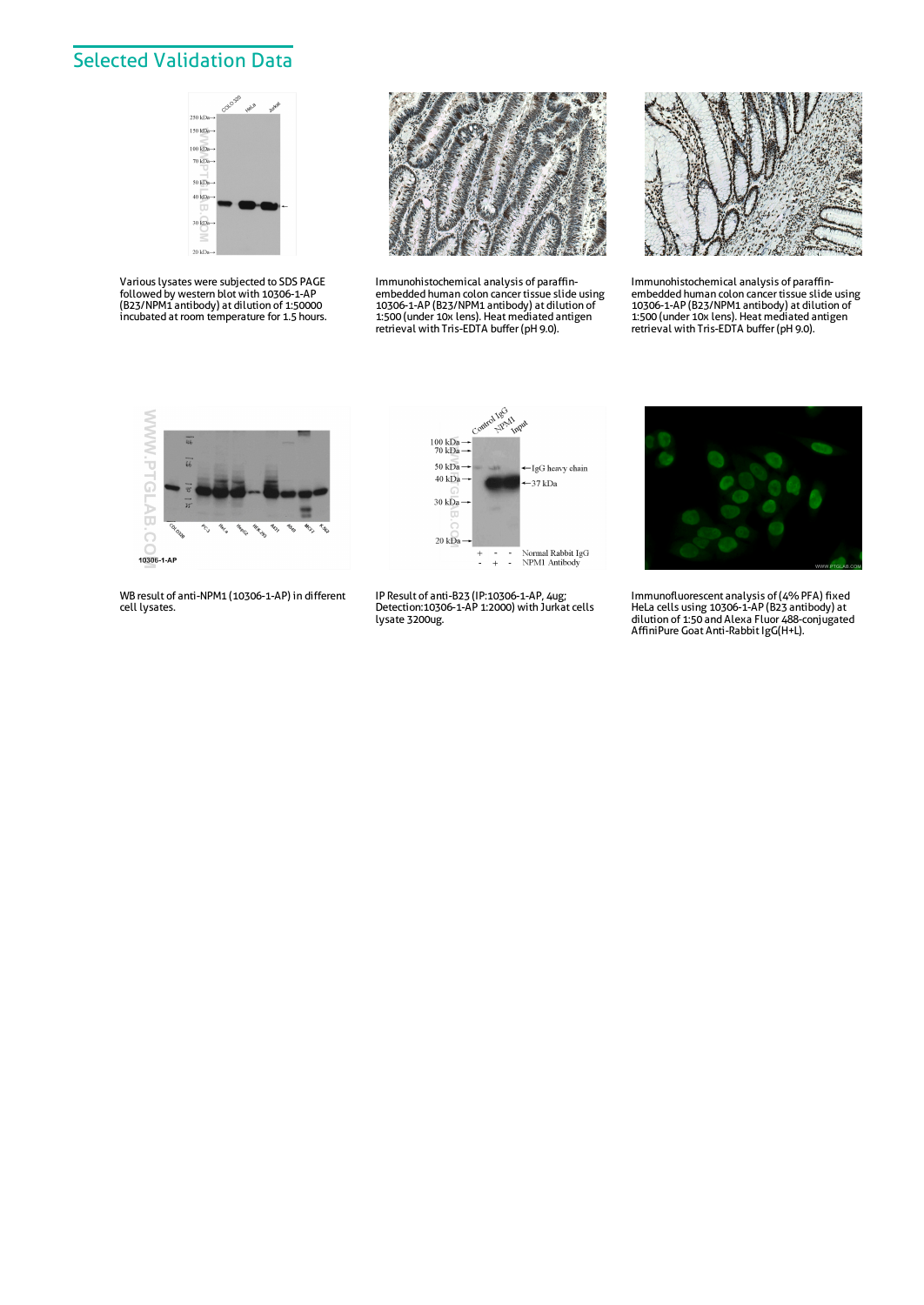## Selected Validation Data

250 kDa→
150 kDa→
100 kDa→
70 kDa→
50 kDa→
40 kDa→
30 kDa→
20 kDa→
COLO 320
HeLa
Jurkat

Various lysates were subjected to SDS PAGE followed by western blot with 10306-1-AP (B23/NPM1 antibody) at dilution of 1:50000 incubated at room temperature for 1.5 hours.

Immunohistochemical analysis of paraffin-embedded human colon cancer tissue slide using 10306-1-AP (B23/NPM1 antibody) at dilution of 1:500 (under 10x lens). Heat mediated antigen retrieval with Tris-EDTA buffer (pH 9.0).

Immunohistochemical analysis of paraffin-embedded human colon cancer tissue slide using 10306-1-AP (B23/NPM1 antibody) at dilution of 1:500 (under 10x lens). Heat mediated antigen retrieval with Tris-EDTA buffer (pH 9.0).

WWW.PTGLAB.COM
10306-1-AP
COLO320
PC-3
HeLa
HepG2
HEK-293
A431
A549
MCF7
K-562

WB result of anti-NPM1 (10306-1-AP) in different cell lysates.

Control IgG
NPM1
Input
100 kDa→
70 kDa→
50 kDa→
40 kDa→
30 kDa→
20 kDa→
←IgG heavy chain
←37 kDa
+ - - Normal Rabbit IgG
- + - NPM1 Antibody

IP Result of anti-B23 (IP:10306-1-AP, 4ug; Detection:10306-1-AP 1:2000) with Jurkat cells lysate 3200ug.

Immunofluorescent analysis of (4% PFA) fixed HeLa cells using 10306-1-AP (B23 antibody) at dilution of 1:50 and Alexa Fluor 488-conjugated AffiniPure Goat Anti-Rabbit IgG(H+L).